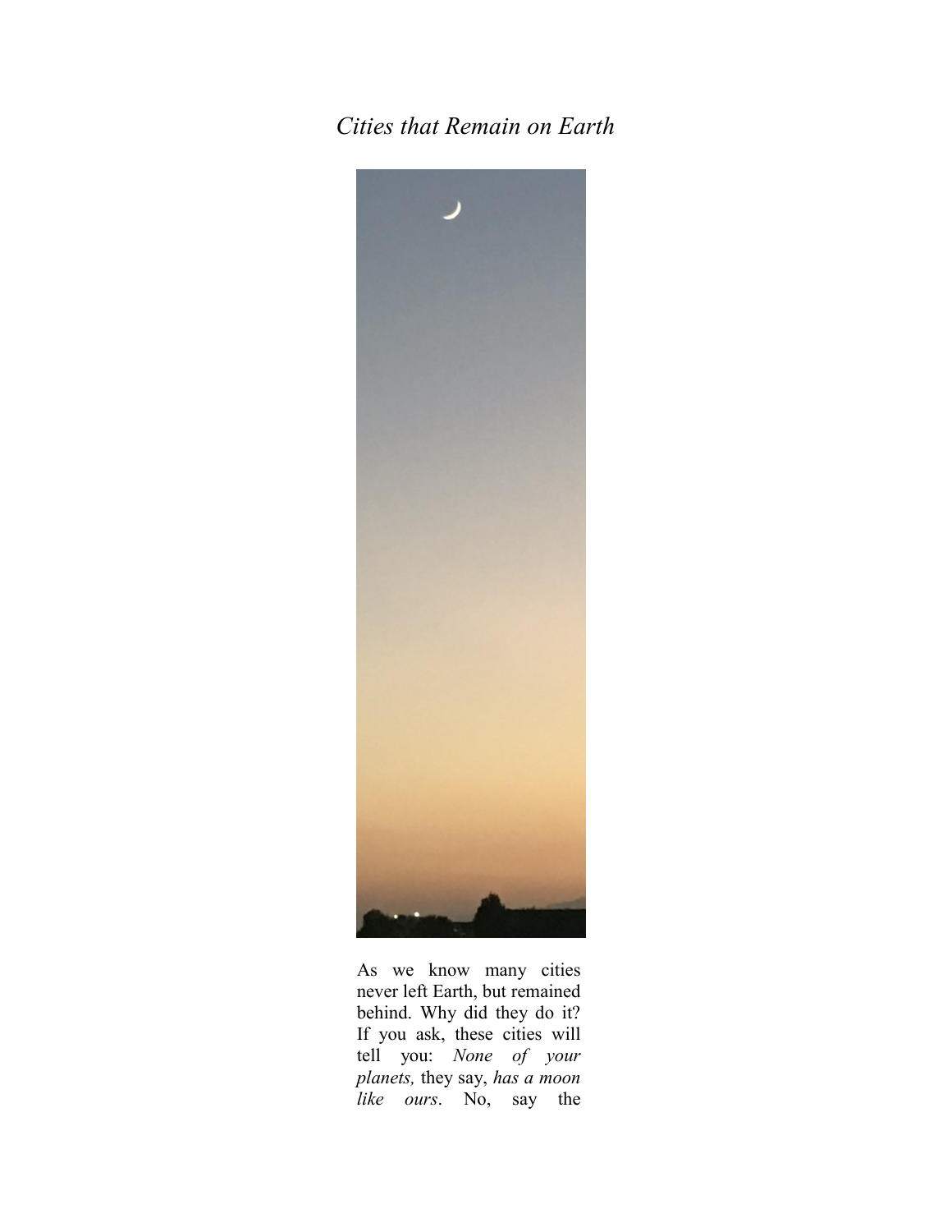*Cities that Remain on Earth*

As we know many cities never left Earth, but remained behind. Why did they do it? If you ask, these cities will tell you: *None of your planets,* they say, *has a moon like ours*. No, say the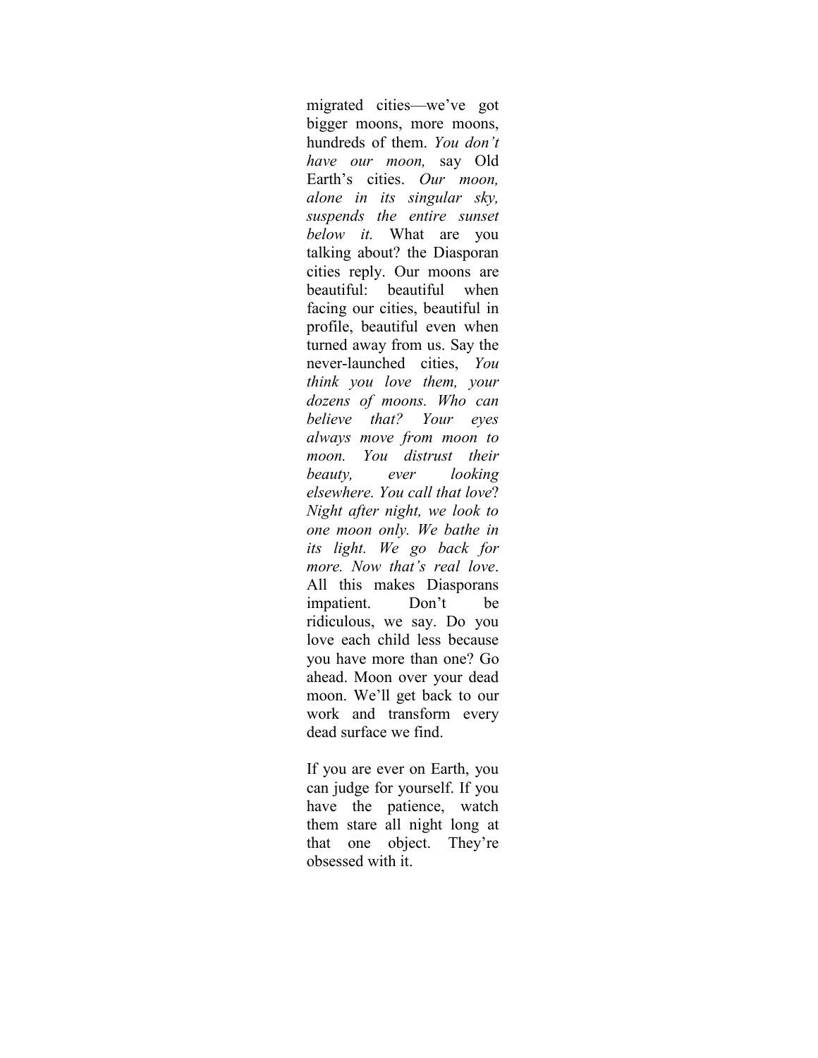migrated cities—we've got bigger moons, more moons, hundreds of them. *You don't have our moon,* say Old Earth's cities. *Our moon, alone in its singular sky, suspends the entire sunset below it.* What are you talking about? the Diasporan cities reply. Our moons are beautiful: beautiful when facing our cities, beautiful in profile, beautiful even when turned away from us. Say the never-launched cities, *You think you love them, your dozens of moons. Who can believe that? Your eyes always move from moon to moon. You distrust their beauty, ever looking elsewhere. You call that love*? *Night after night, we look to one moon only. We bathe in its light. We go back for more. Now that's real love*. All this makes Diasporans impatient. Don't be ridiculous, we say. Do you love each child less because you have more than one? Go ahead. Moon over your dead moon. We'll get back to our work and transform every dead surface we find.

If you are ever on Earth, you can judge for yourself. If you have the patience, watch them stare all night long at that one object. They're obsessed with it.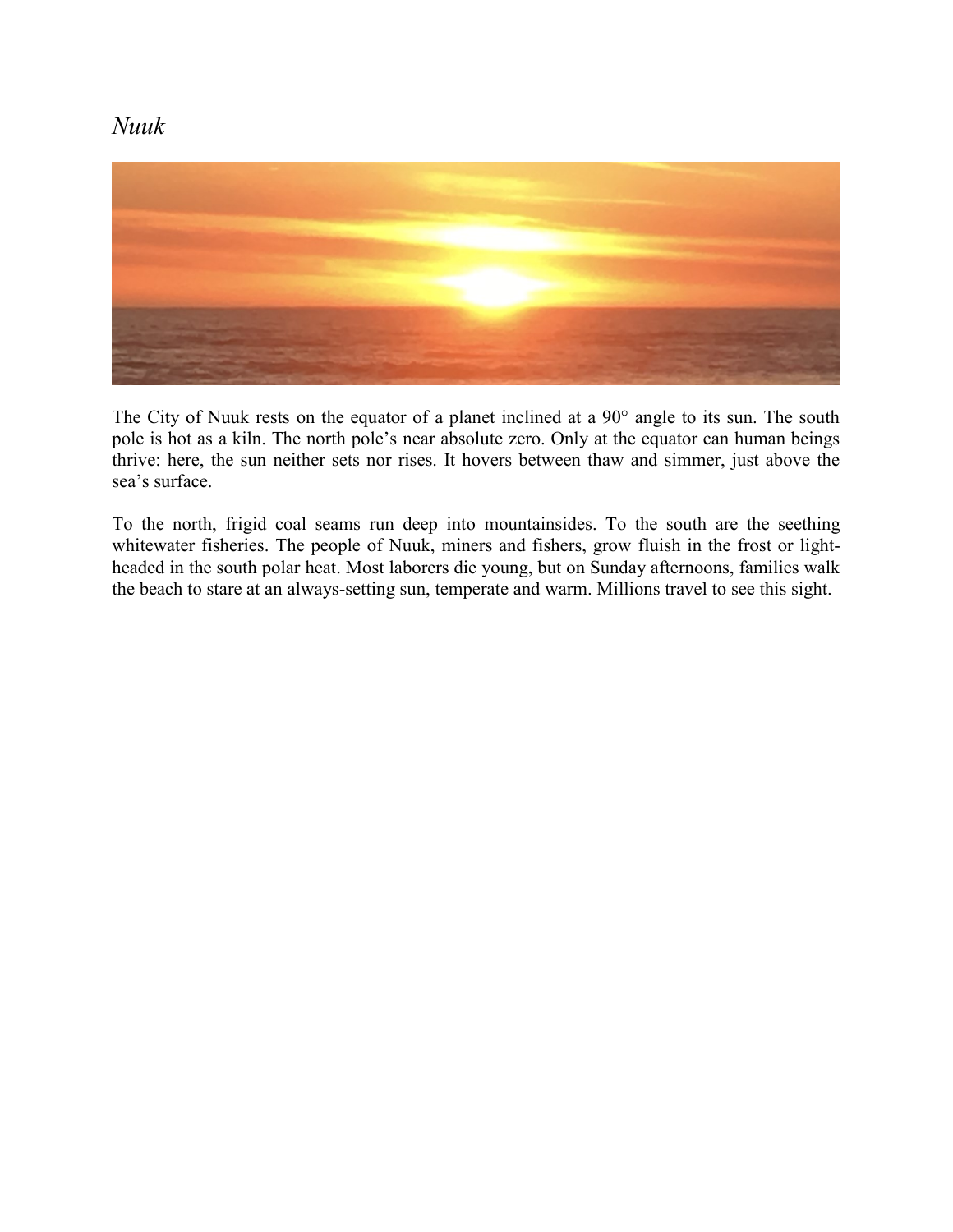*Nuuk*

The City of Nuuk rests on the equator of a planet inclined at a 90° angle to its sun. The south pole is hot as a kiln. The north pole's near absolute zero. Only at the equator can human beings thrive: here, the sun neither sets nor rises. It hovers between thaw and simmer, just above the sea's surface.

To the north, frigid coal seams run deep into mountainsides. To the south are the seething whitewater fisheries. The people of Nuuk, miners and fishers, grow fluish in the frost or light-headed in the south polar heat. Most laborers die young, but on Sunday afternoons, families walk the beach to stare at an always-setting sun, temperate and warm. Millions travel to see this sight.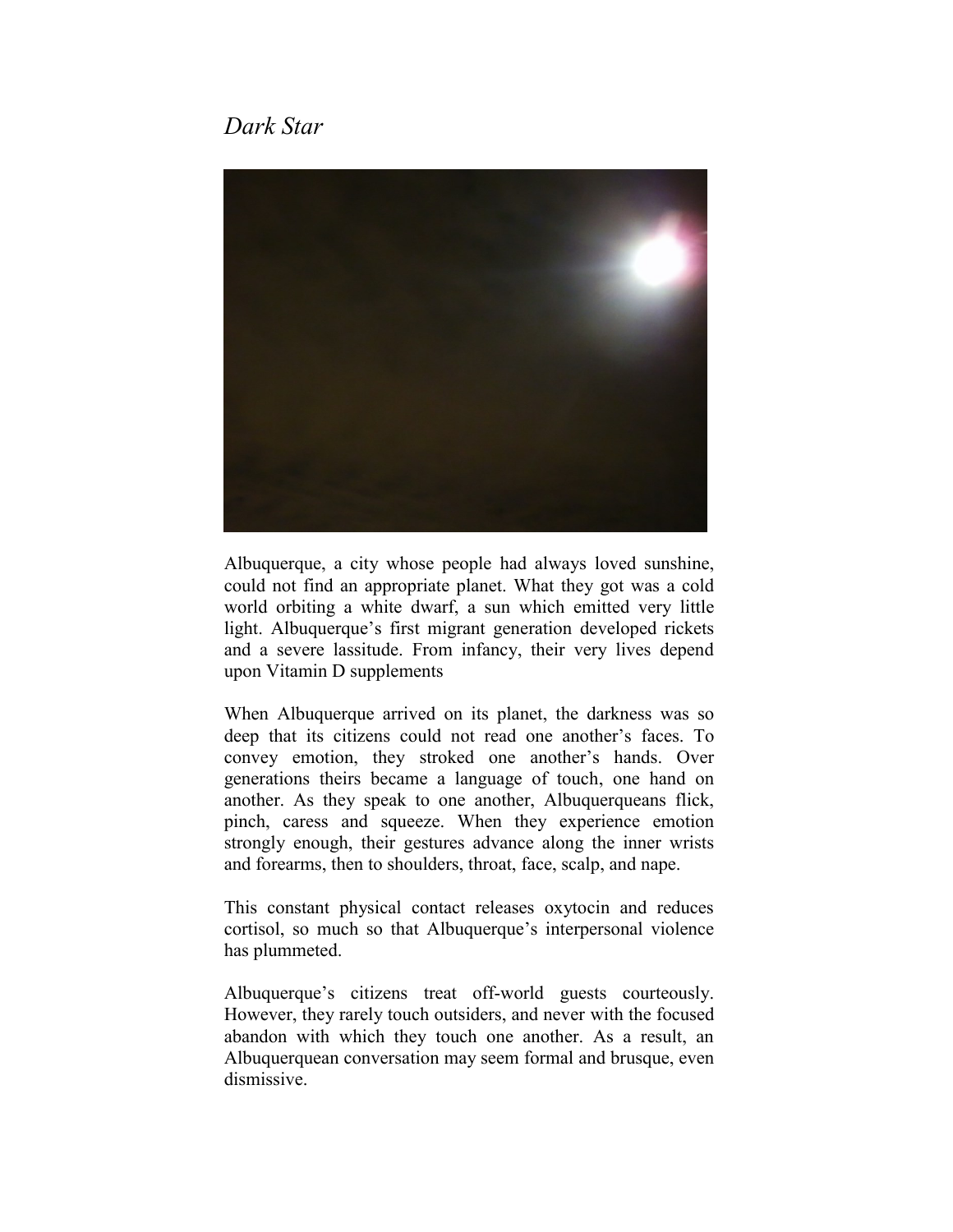*Dark Star*

Albuquerque, a city whose people had always loved sunshine, could not find an appropriate planet. What they got was a cold world orbiting a white dwarf, a sun which emitted very little light. Albuquerque's first migrant generation developed rickets and a severe lassitude. From infancy, their very lives depend upon Vitamin D supplements

When Albuquerque arrived on its planet, the darkness was so deep that its citizens could not read one another's faces. To convey emotion, they stroked one another's hands. Over generations theirs became a language of touch, one hand on another. As they speak to one another, Albuquerqueans flick, pinch, caress and squeeze. When they experience emotion strongly enough, their gestures advance along the inner wrists and forearms, then to shoulders, throat, face, scalp, and nape.

This constant physical contact releases oxytocin and reduces cortisol, so much so that Albuquerque's interpersonal violence has plummeted.

Albuquerque's citizens treat off-world guests courteously. However, they rarely touch outsiders, and never with the focused abandon with which they touch one another. As a result, an Albuquerquean conversation may seem formal and brusque, even dismissive.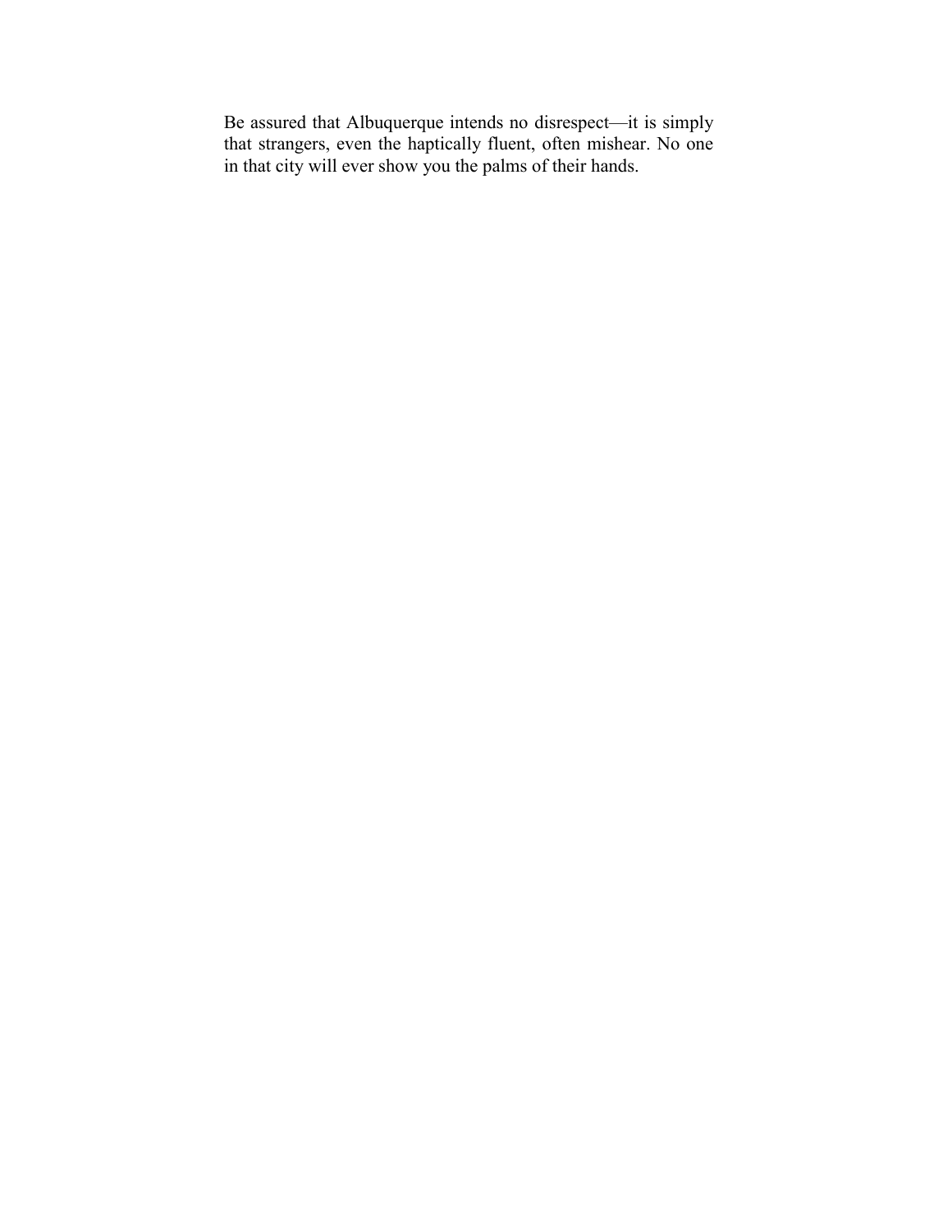Be assured that Albuquerque intends no disrespect—it is simply that strangers, even the haptically fluent, often mishear. No one in that city will ever show you the palms of their hands.